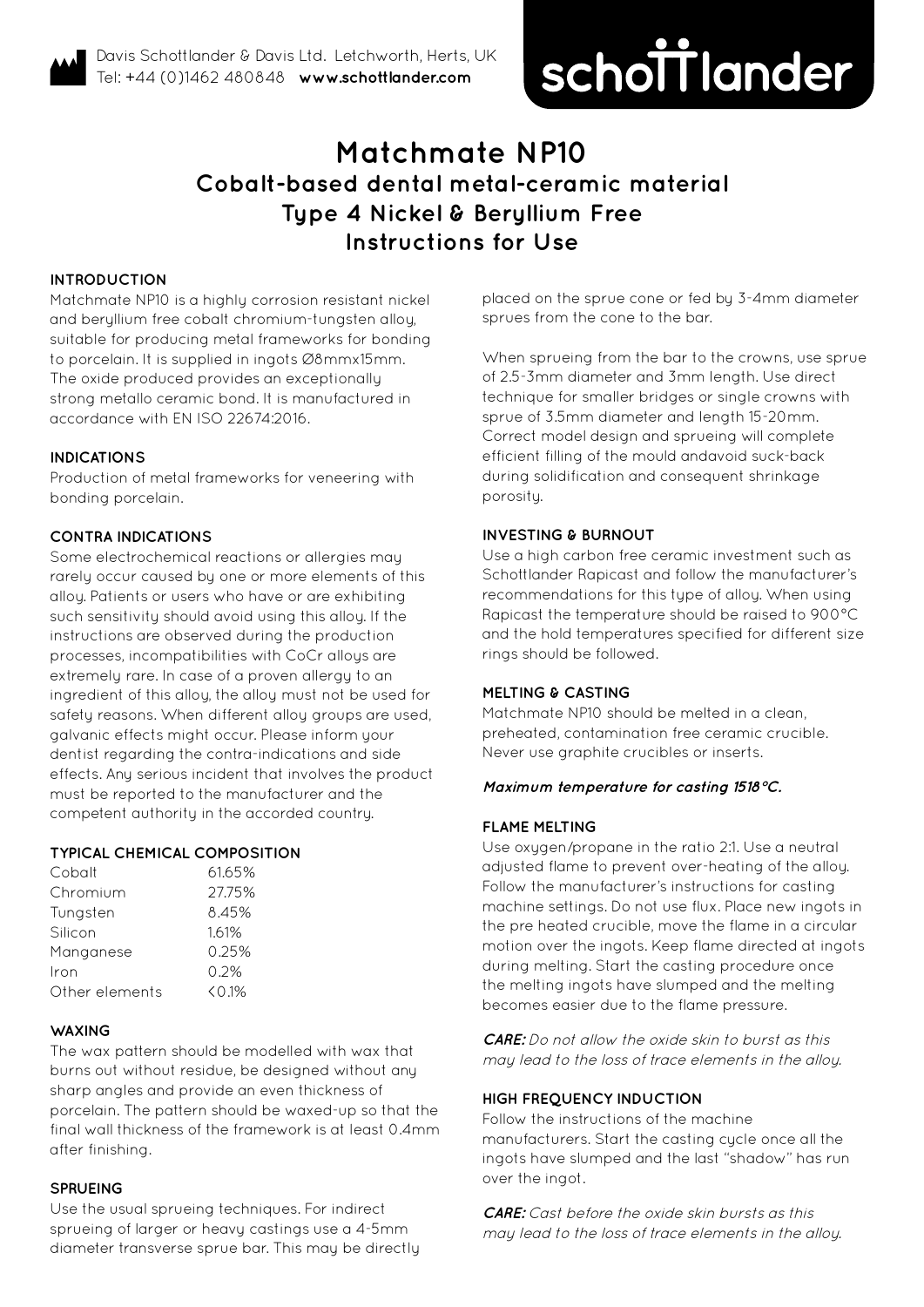Davis Schottlander & Davis Ltd. Letchworth, Herts, UK
Tel: +44 (0)1462 480848 **www.schottlander.com**

schottlander

# Matchmate NP10
## Cobalt-based dental metal-ceramic material
## Type 4 Nickel & Beryllium Free
## Instructions for Use

### INTRODUCTION

Matchmate NP10 is a highly corrosion resistant nickel and beryllium free cobalt chromium-tungsten alloy, suitable for producing metal frameworks for bonding to porcelain. It is supplied in ingots Ø8mmx15mm. The oxide produced provides an exceptionally strong metallo ceramic bond. It is manufactured in accordance with EN ISO 22674:2016.

### INDICATIONS

Production of metal frameworks for veneering with bonding porcelain.

### CONTRA INDICATIONS

Some electrochemical reactions or allergies may rarely occur caused by one or more elements of this alloy. Patients or users who have or are exhibiting such sensitivity should avoid using this alloy. If the instructions are observed during the production processes, incompatibilities with CoCr alloys are extremely rare. In case of a proven allergy to an ingredient of this alloy, the alloy must not be used for safety reasons. When different alloy groups are used, galvanic effects might occur. Please inform your dentist regarding the contra-indications and side effects. Any serious incident that involves the product must be reported to the manufacturer and the competent authority in the accorded country.

### TYPICAL CHEMICAL COMPOSITION

| | |
|---|---|
| Cobalt | 61.65% |
| Chromium | 27.75% |
| Tungsten | 8.45% |
| Silicon | 1.61% |
| Manganese | 0.25% |
| Iron | 0.2% |
| Other elements | <0.1% |

### WAXING

The wax pattern should be modelled with wax that burns out without residue, be designed without any sharp angles and provide an even thickness of porcelain. The pattern should be waxed-up so that the final wall thickness of the framework is at least 0.4mm after finishing.

### SPRUEING

Use the usual sprueing techniques. For indirect sprueing of larger or heavy castings use a 4-5mm diameter transverse sprue bar. This may be directly placed on the sprue cone or fed by 3-4mm diameter sprues from the cone to the bar.

When sprueing from the bar to the crowns, use sprue of 2.5-3mm diameter and 3mm length. Use direct technique for smaller bridges or single crowns with sprue of 3.5mm diameter and length 15-20mm. Correct model design and sprueing will complete efficient filling of the mould andavoid suck-back during solidification and consequent shrinkage porosity.

### INVESTING & BURNOUT

Use a high carbon free ceramic investment such as Schottlander Rapicast and follow the manufacturer's recommendations for this type of alloy. When using Rapicast the temperature should be raised to 900°C and the hold temperatures specified for different size rings should be followed.

### MELTING & CASTING

Matchmate NP10 should be melted in a clean, preheated, contamination free ceramic crucible. Never use graphite crucibles or inserts.

***Maximum temperature for casting 1518°C.***

### FLAME MELTING

Use oxygen/propane in the ratio 2:1. Use a neutral adjusted flame to prevent over-heating of the alloy. Follow the manufacturer's instructions for casting machine settings. Do not use flux. Place new ingots in the pre heated crucible, move the flame in a circular motion over the ingots. Keep flame directed at ingots during melting. Start the casting procedure once the melting ingots have slumped and the melting becomes easier due to the flame pressure.

***CARE:*** *Do not allow the oxide skin to burst as this may lead to the loss of trace elements in the alloy.*

### HIGH FREQUENCY INDUCTION

Follow the instructions of the machine manufacturers. Start the casting cycle once all the ingots have slumped and the last "shadow" has run over the ingot.

***CARE:*** *Cast before the oxide skin bursts as this may lead to the loss of trace elements in the alloy.*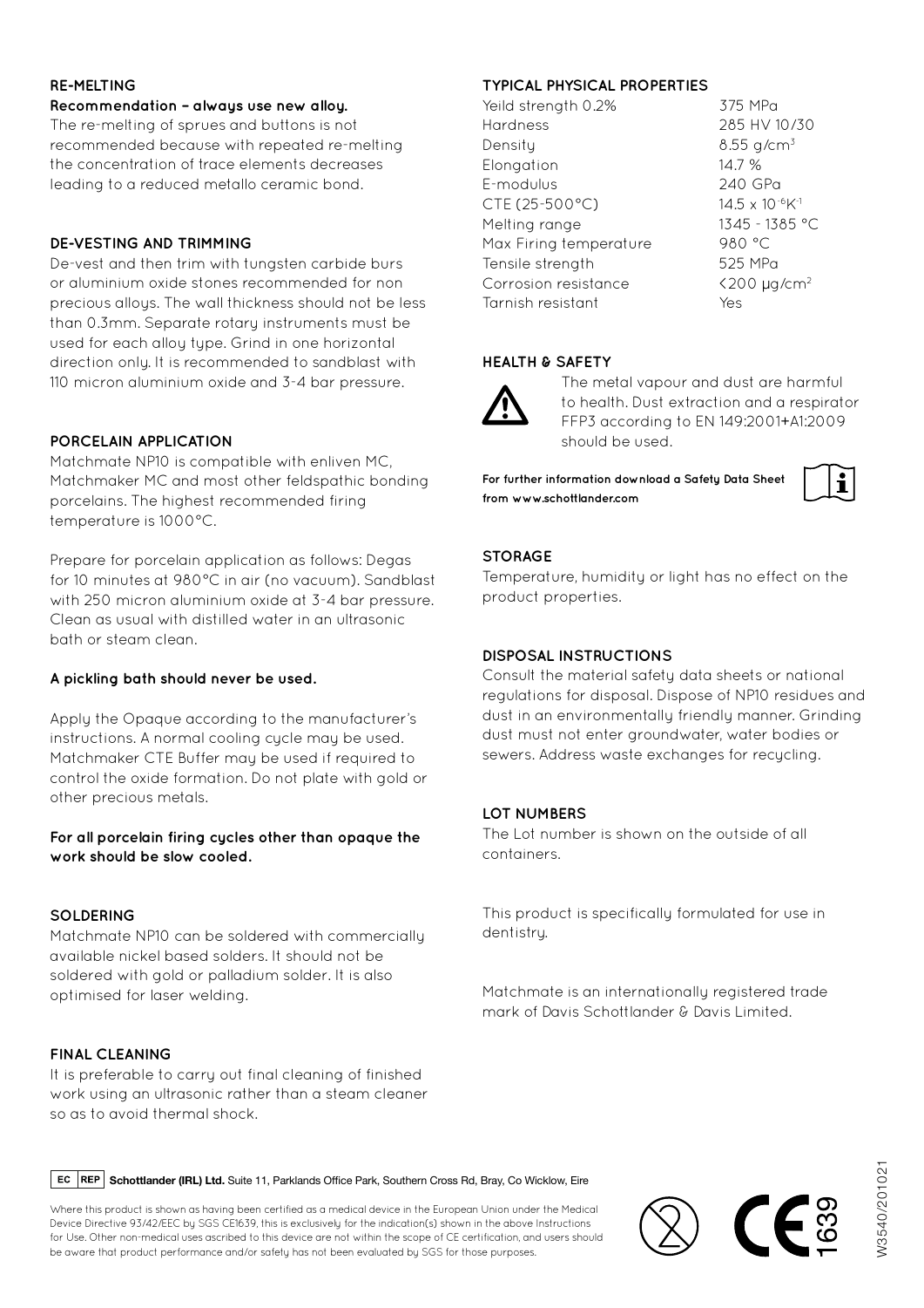## RE-MELTING

**Recommendation – always use new alloy.**

The re-melting of sprues and buttons is not recommended because with repeated re-melting the concentration of trace elements decreases leading to a reduced metallo ceramic bond.

## DE-VESTING AND TRIMMING

De-vest and then trim with tungsten carbide burs or aluminium oxide stones recommended for non precious alloys. The wall thickness should not be less than 0.3mm. Separate rotary instruments must be used for each alloy type. Grind in one horizontal direction only. It is recommended to sandblast with 110 micron aluminium oxide and 3-4 bar pressure.

## PORCELAIN APPLICATION

Matchmate NP10 is compatible with enliven MC, Matchmaker MC and most other feldspathic bonding porcelains. The highest recommended firing temperature is 1000°C.

Prepare for porcelain application as follows: Degas for 10 minutes at 980°C in air (no vacuum). Sandblast with 250 micron aluminium oxide at 3-4 bar pressure. Clean as usual with distilled water in an ultrasonic bath or steam clean.

**A pickling bath should never be used.**

Apply the Opaque according to the manufacturer's instructions. A normal cooling cycle may be used. Matchmaker CTE Buffer may be used if required to control the oxide formation. Do not plate with gold or other precious metals.

**For all porcelain firing cycles other than opaque the work should be slow cooled.**

## SOLDERING

Matchmate NP10 can be soldered with commercially available nickel based solders. It should not be soldered with gold or palladium solder. It is also optimised for laser welding.

## FINAL CLEANING

It is preferable to carry out final cleaning of finished work using an ultrasonic rather than a steam cleaner so as to avoid thermal shock.

## TYPICAL PHYSICAL PROPERTIES

| | |
|---|---|
| Yeild strength 0.2% | 375 MPa |
| Hardness | 285 HV 10/30 |
| Density | 8.55 g/cm$^3$ |
| Elongation | 14.7 % |
| E-modulus | 240 GPa |
| CTE (25-500°C) | $14.5 \times 10^{-6}K^{-1}$ |
| Melting range | 1345 - 1385 °C |
| Max Firing temperature | 980 °C |
| Tensile strength | 525 MPa |
| Corrosion resistance | <200 µg/cm$^2$ |
| Tarnish resistant | Yes |

## HEALTH & SAFETY

The metal vapour and dust are harmful to health. Dust extraction and a respirator FFP3 according to EN 149:2001+A1:2009 should be used.

**For further information download a Safety Data Sheet from www.schottlander.com**

## STORAGE

Temperature, humidity or light has no effect on the product properties.

## DISPOSAL INSTRUCTIONS

Consult the material safety data sheets or national regulations for disposal. Dispose of NP10 residues and dust in an environmentally friendly manner. Grinding dust must not enter groundwater, water bodies or sewers. Address waste exchanges for recycling.

## LOT NUMBERS

The Lot number is shown on the outside of all containers.

This product is specifically formulated for use in dentistry.

Matchmate is an internationally registered trade mark of Davis Schottlander & Davis Limited.

EC REP **Schottlander (IRL) Ltd.** Suite 11, Parklands Office Park, Southern Cross Rd, Bray, Co Wicklow, Eire

Where this product is shown as having been certified as a medical device in the European Union under the Medical Device Directive 93/42/EEC by SGS CE1639, this is exclusively for the indication(s) shown in the above Instructions for Use. Other non-medical uses ascribed to this device are not within the scope of CE certification, and users should be aware that product performance and/or safety has not been evaluated by SGS for those purposes.

CE 1639

W3540/201021